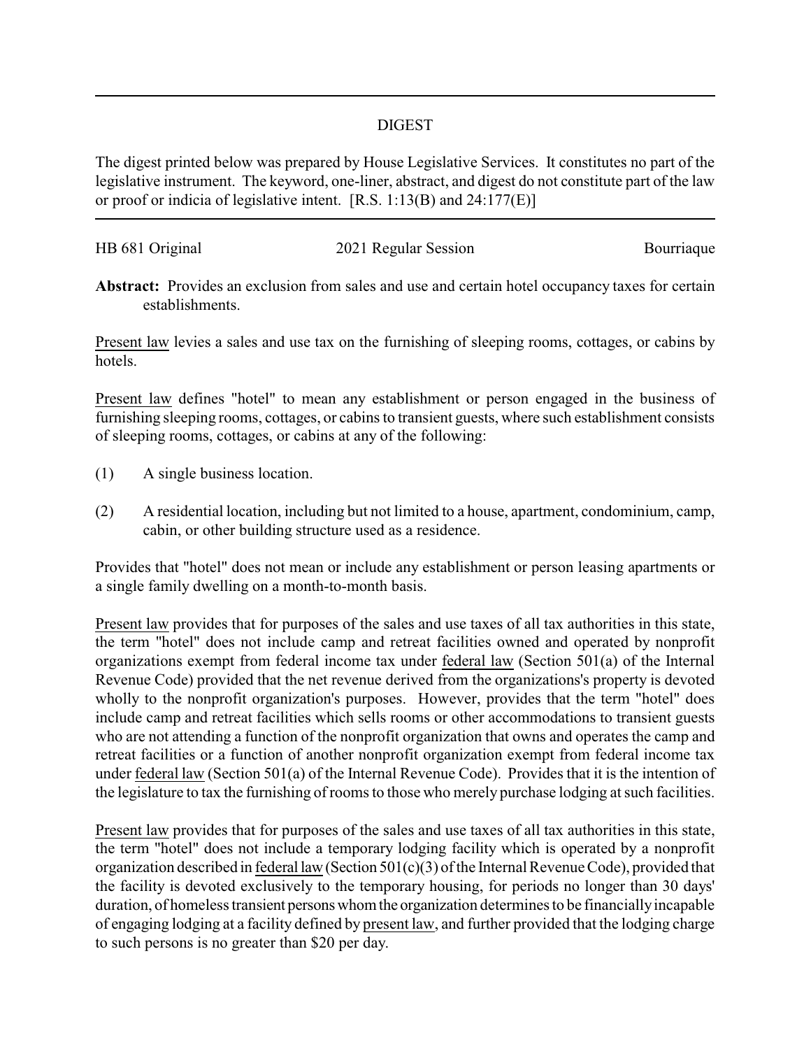# DIGEST

The digest printed below was prepared by House Legislative Services. It constitutes no part of the legislative instrument. The keyword, one-liner, abstract, and digest do not constitute part of the law or proof or indicia of legislative intent. [R.S. 1:13(B) and 24:177(E)]

---

| HB 681 Original | 2021 Regular Session | Bourriaque |
|---|---|---|

**Abstract:** Provides an exclusion from sales and use and certain hotel occupancy taxes for certain establishments.

Present law levies a sales and use tax on the furnishing of sleeping rooms, cottages, or cabins by hotels.

Present law defines "hotel" to mean any establishment or person engaged in the business of furnishing sleeping rooms, cottages, or cabins to transient guests, where such establishment consists of sleeping rooms, cottages, or cabins at any of the following:

(1) A single business location.

(2) A residential location, including but not limited to a house, apartment, condominium, camp, cabin, or other building structure used as a residence.

Provides that "hotel" does not mean or include any establishment or person leasing apartments or a single family dwelling on a month-to-month basis.

Present law provides that for purposes of the sales and use taxes of all tax authorities in this state, the term "hotel" does not include camp and retreat facilities owned and operated by nonprofit organizations exempt from federal income tax under federal law (Section 501(a) of the Internal Revenue Code) provided that the net revenue derived from the organizations's property is devoted wholly to the nonprofit organization's purposes. However, provides that the term "hotel" does include camp and retreat facilities which sells rooms or other accommodations to transient guests who are not attending a function of the nonprofit organization that owns and operates the camp and retreat facilities or a function of another nonprofit organization exempt from federal income tax under federal law (Section 501(a) of the Internal Revenue Code). Provides that it is the intention of the legislature to tax the furnishing of rooms to those who merely purchase lodging at such facilities.

Present law provides that for purposes of the sales and use taxes of all tax authorities in this state, the term "hotel" does not include a temporary lodging facility which is operated by a nonprofit organization described in federal law (Section 501(c)(3) of the Internal Revenue Code), provided that the facility is devoted exclusively to the temporary housing, for periods no longer than 30 days' duration, of homeless transient persons whom the organization determines to be financially incapable of engaging lodging at a facility defined by present law, and further provided that the lodging charge to such persons is no greater than $20 per day.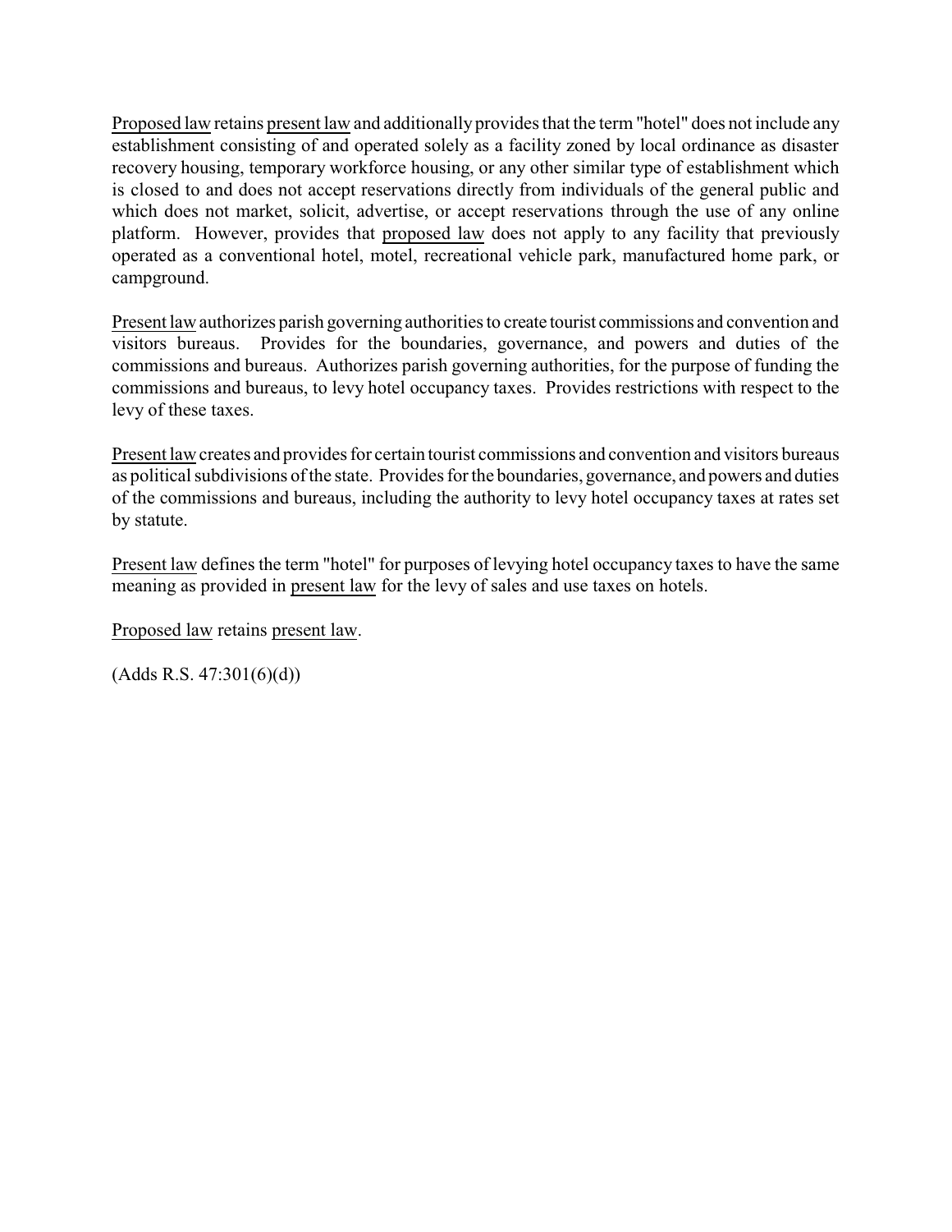Proposed law retains present law and additionally provides that the term "hotel" does not include any establishment consisting of and operated solely as a facility zoned by local ordinance as disaster recovery housing, temporary workforce housing, or any other similar type of establishment which is closed to and does not accept reservations directly from individuals of the general public and which does not market, solicit, advertise, or accept reservations through the use of any online platform. However, provides that proposed law does not apply to any facility that previously operated as a conventional hotel, motel, recreational vehicle park, manufactured home park, or campground.

Present law authorizes parish governing authorities to create tourist commissions and convention and visitors bureaus. Provides for the boundaries, governance, and powers and duties of the commissions and bureaus. Authorizes parish governing authorities, for the purpose of funding the commissions and bureaus, to levy hotel occupancy taxes. Provides restrictions with respect to the levy of these taxes.

Present law creates and provides for certain tourist commissions and convention and visitors bureaus as political subdivisions of the state. Provides for the boundaries, governance, and powers and duties of the commissions and bureaus, including the authority to levy hotel occupancy taxes at rates set by statute.

Present law defines the term "hotel" for purposes of levying hotel occupancy taxes to have the same meaning as provided in present law for the levy of sales and use taxes on hotels.

Proposed law retains present law.

(Adds R.S. 47:301(6)(d))